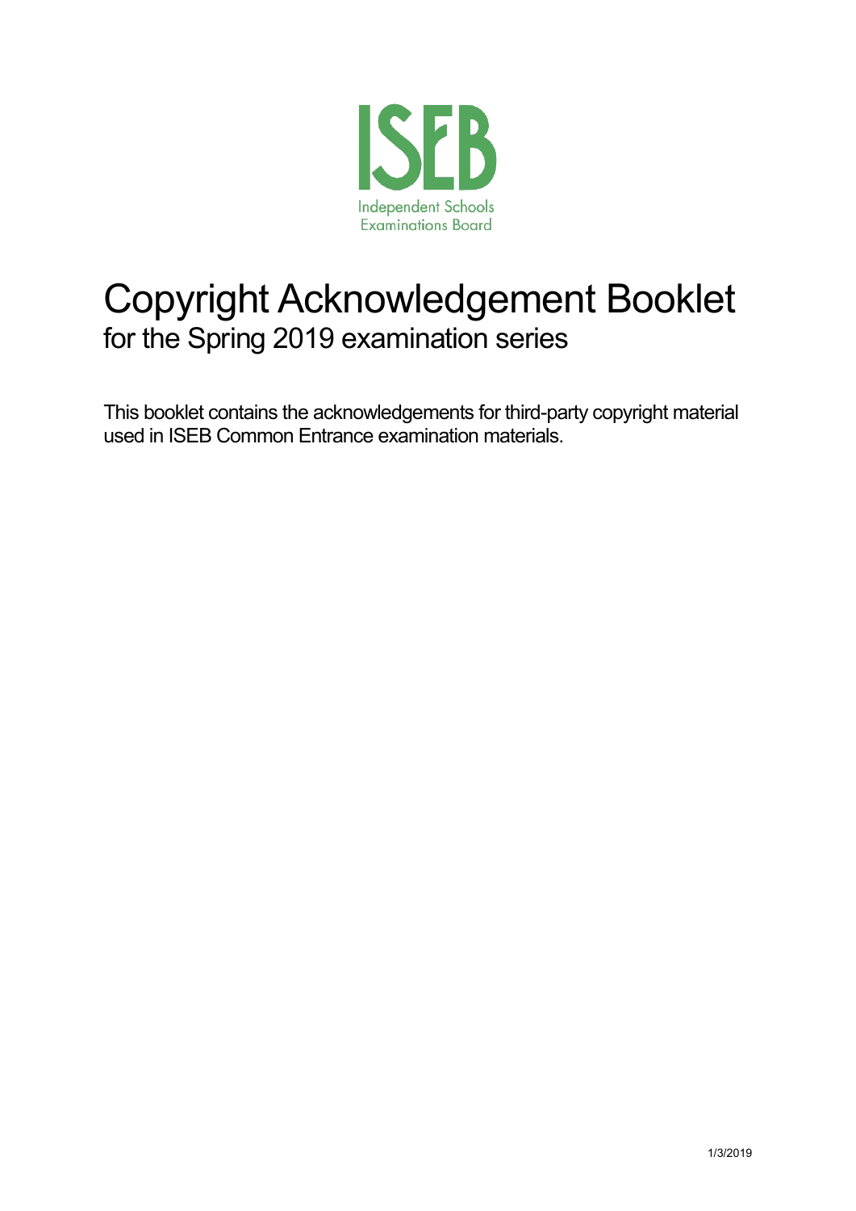ISEB

Independent Schools Examinations Board

# Copyright Acknowledgement Booklet

## for the Spring 2019 examination series

This booklet contains the acknowledgements for third-party copyright material used in ISEB Common Entrance examination materials.

1/3/2019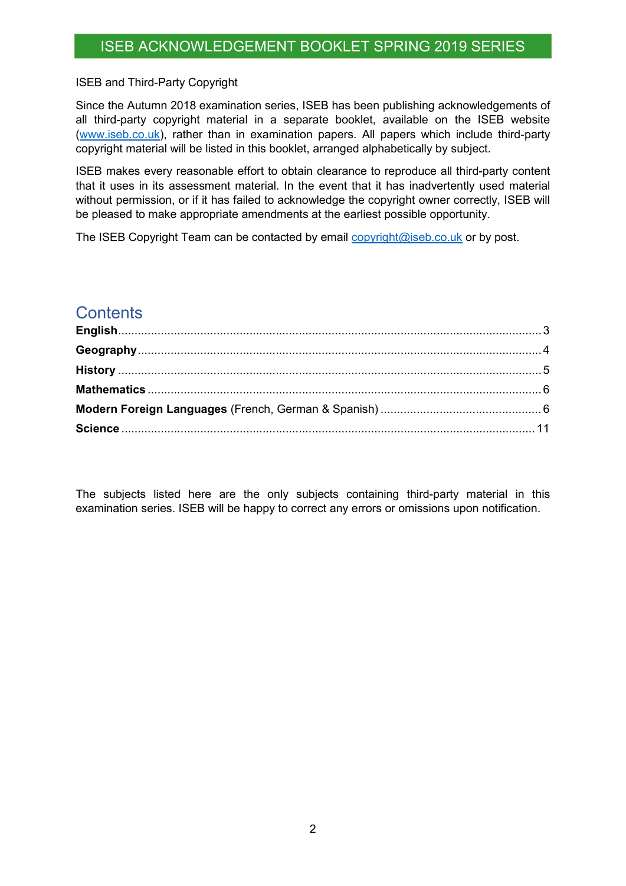# ISEB ACKNOWLEDGEMENT BOOKLET SPRING 2019 SERIES

ISEB and Third-Party Copyright

Since the Autumn 2018 examination series, ISEB has been publishing acknowledgements of all third-party copyright material in a separate booklet, available on the ISEB website (www.iseb.co.uk), rather than in examination papers. All papers which include third-party copyright material will be listed in this booklet, arranged alphabetically by subject.

ISEB makes every reasonable effort to obtain clearance to reproduce all third-party content that it uses in its assessment material. In the event that it has inadvertently used material without permission, or if it has failed to acknowledge the copyright owner correctly, ISEB will be pleased to make appropriate amendments at the earliest possible opportunity.

The ISEB Copyright Team can be contacted by email copyright@iseb.co.uk or by post.

## Contents

**English**........................................................................................................................3
**Geography**....................................................................................................................4
**History**..........................................................................................................................5
**Mathematics**.................................................................................................................6
**Modern Foreign Languages** (French, German & Spanish)..........................................6
**Science**........................................................................................................................11

The subjects listed here are the only subjects containing third-party material in this examination series. ISEB will be happy to correct any errors or omissions upon notification.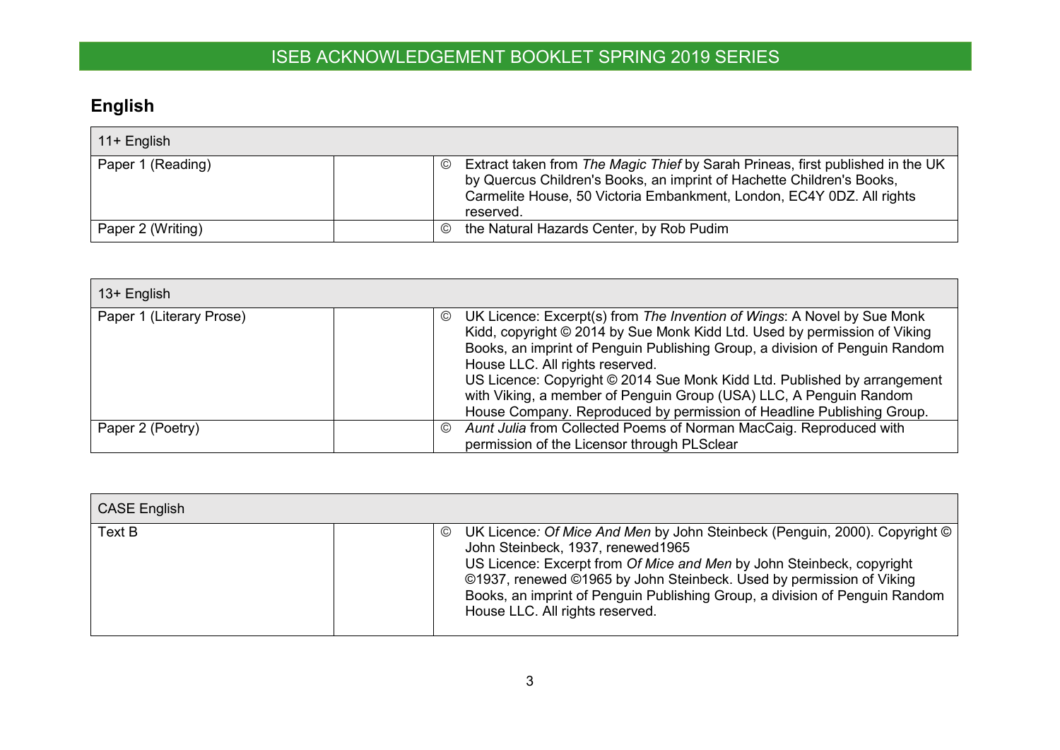# ISEB ACKNOWLEDGEMENT BOOKLET SPRING 2019 SERIES

## English

| 11+ English | | |
|---|---|---|
| Paper 1 (Reading) | | © Extract taken from *The Magic Thief* by Sarah Prineas, first published in the UK by Quercus Children's Books, an imprint of Hachette Children's Books, Carmelite House, 50 Victoria Embankment, London, EC4Y 0DZ. All rights reserved. |
| Paper 2 (Writing) | | © the Natural Hazards Center, by Rob Pudim |

| 13+ English | | |
|---|---|---|
| Paper 1 (Literary Prose) | | © UK Licence: Excerpt(s) from *The Invention of Wings*: A Novel by Sue Monk Kidd, copyright © 2014 by Sue Monk Kidd Ltd. Used by permission of Viking Books, an imprint of Penguin Publishing Group, a division of Penguin Random House LLC. All rights reserved. US Licence: Copyright © 2014 Sue Monk Kidd Ltd. Published by arrangement with Viking, a member of Penguin Group (USA) LLC, A Penguin Random House Company. Reproduced by permission of Headline Publishing Group. |
| Paper 2 (Poetry) | | © *Aunt Julia* from Collected Poems of Norman MacCaig. Reproduced with permission of the Licensor through PLSclear |

| CASE English | | |
|---|---|---|
| Text B | | © UK Licence*: Of Mice And Men* by John Steinbeck (Penguin, 2000). Copyright © John Steinbeck, 1937, renewed1965 US Licence: Excerpt from *Of Mice and Men* by John Steinbeck, copyright ©1937, renewed ©1965 by John Steinbeck. Used by permission of Viking Books, an imprint of Penguin Publishing Group, a division of Penguin Random House LLC. All rights reserved. |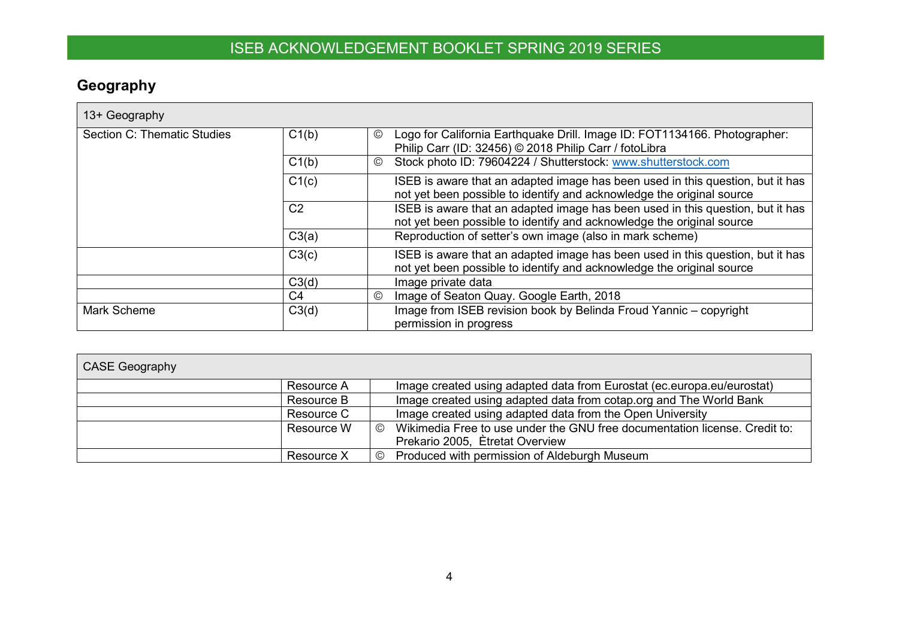## Geography

| 13+ Geography | | | |
|---|---|---|---|
| Section C: Thematic Studies | C1(b) | © | Logo for California Earthquake Drill. Image ID: FOT1134166. Photographer: Philip Carr (ID: 32456) © 2018 Philip Carr / fotoLibra |
| | C1(b) | © | Stock photo ID: 79604224 / Shutterstock: www.shutterstock.com |
| | C1(c) | | ISEB is aware that an adapted image has been used in this question, but it has not yet been possible to identify and acknowledge the original source |
| | C2 | | ISEB is aware that an adapted image has been used in this question, but it has not yet been possible to identify and acknowledge the original source |
| | C3(a) | | Reproduction of setter's own image (also in mark scheme) |
| | C3(c) | | ISEB is aware that an adapted image has been used in this question, but it has not yet been possible to identify and acknowledge the original source |
| | C3(d) | | Image private data |
| | C4 | © | Image of Seaton Quay. Google Earth, 2018 |
| Mark Scheme | C3(d) | | Image from ISEB revision book by Belinda Froud Yannic – copyright permission in progress |

| CASE Geography | | | |
|---|---|---|---|
| | Resource A | | Image created using adapted data from Eurostat (ec.europa.eu/eurostat) |
| | Resource B | | Image created using adapted data from cotap.org and The World Bank |
| | Resource C | | Image created using adapted data from the Open University |
| | Resource W | © | Wikimedia Free to use under the GNU free documentation license. Credit to: Prekario 2005, Ètretat Overview |
| | Resource X | © | Produced with permission of Aldeburgh Museum |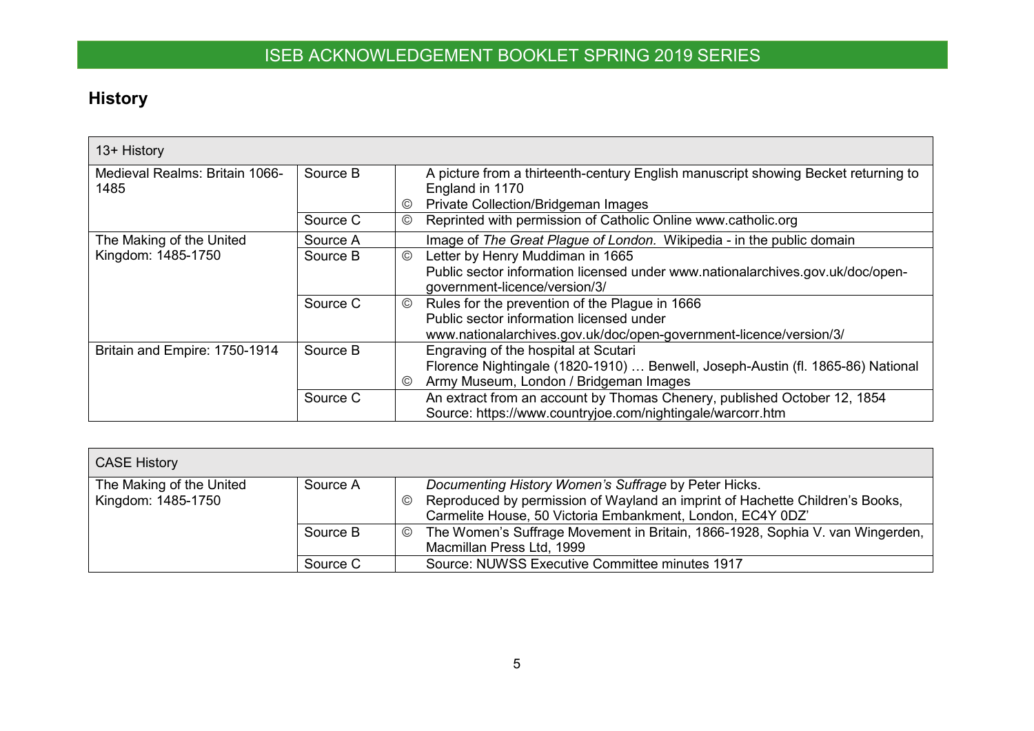# ISEB ACKNOWLEDGEMENT BOOKLET SPRING 2019 SERIES

## History

| 13+ History | | | |
|---|---|---|---|
| Medieval Realms: Britain 1066-1485 | Source B | © | A picture from a thirteenth-century English manuscript showing Becket returning to England in 1170<br>Private Collection/Bridgeman Images |
| | Source C | © | Reprinted with permission of Catholic Online www.catholic.org |
| The Making of the United Kingdom: 1485-1750 | Source A | | Image of *The Great Plague of London.* Wikipedia - in the public domain |
| | Source B | © | Letter by Henry Muddiman in 1665<br>Public sector information licensed under www.nationalarchives.gov.uk/doc/open-government-licence/version/3/ |
| | Source C | © | Rules for the prevention of the Plague in 1666<br>Public sector information licensed under www.nationalarchives.gov.uk/doc/open-government-licence/version/3/ |
| Britain and Empire: 1750-1914 | Source B | © | Engraving of the hospital at Scutari<br>Florence Nightingale (1820-1910) … Benwell, Joseph-Austin (fl. 1865-86) National Army Museum, London / Bridgeman Images |
| | Source C | | An extract from an account by Thomas Chenery, published October 12, 1854<br>Source: https://www.countryjoe.com/nightingale/warcorr.htm |

| CASE History | | | |
|---|---|---|---|
| The Making of the United Kingdom: 1485-1750 | Source A | © | *Documenting History Women's Suffrage* by Peter Hicks.<br>Reproduced by permission of Wayland an imprint of Hachette Children's Books, Carmelite House, 50 Victoria Embankment, London, EC4Y 0DZ' |
| | Source B | © | The Women's Suffrage Movement in Britain, 1866-1928, Sophia V. van Wingerden, Macmillan Press Ltd, 1999 |
| | Source C | | Source: NUWSS Executive Committee minutes 1917 |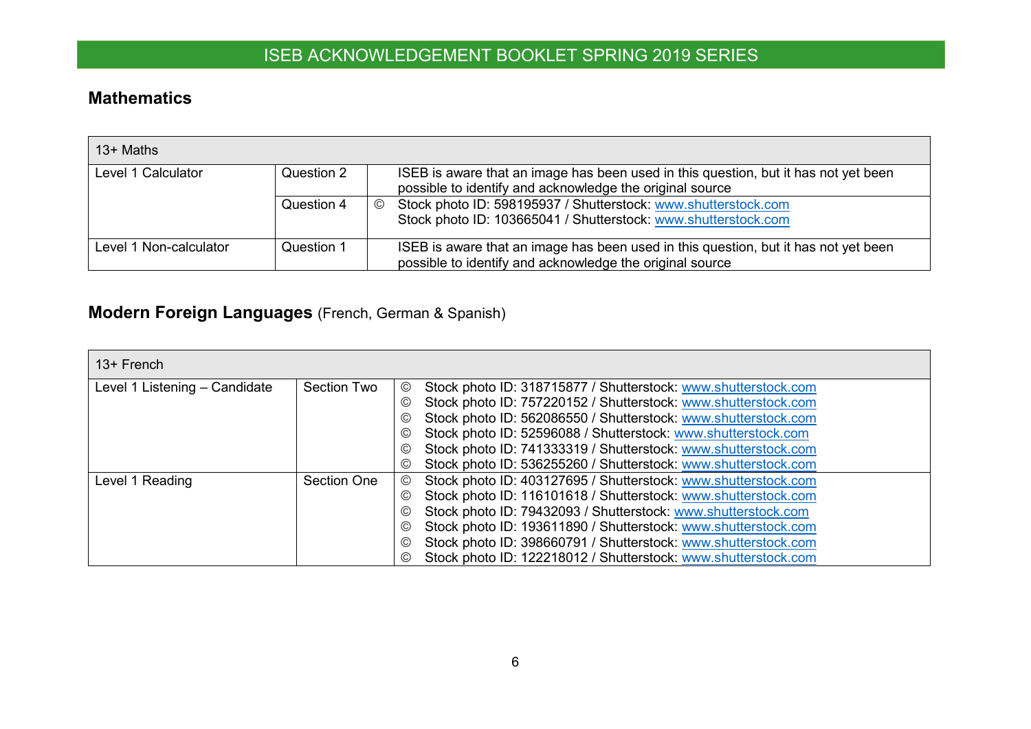## Mathematics

| 13+ Maths | | | |
|---|---|---|---|
| Level 1 Calculator | Question 2 | | ISEB is aware that an image has been used in this question, but it has not yet been possible to identify and acknowledge the original source |
| | Question 4 | © | Stock photo ID: 598195937 / Shutterstock: www.shutterstock.com<br>Stock photo ID: 103665041 / Shutterstock: www.shutterstock.com |
| Level 1 Non-calculator | Question 1 | | ISEB is aware that an image has been used in this question, but it has not yet been possible to identify and acknowledge the original source |

## Modern Foreign Languages (French, German & Spanish)

| 13+ French | | |
|---|---|---|
| Level 1 Listening – Candidate | Section Two | © Stock photo ID: 318715877 / Shutterstock: www.shutterstock.com<br>© Stock photo ID: 757220152 / Shutterstock: www.shutterstock.com<br>© Stock photo ID: 562086550 / Shutterstock: www.shutterstock.com<br>© Stock photo ID: 52596088 / Shutterstock: www.shutterstock.com<br>© Stock photo ID: 741333319 / Shutterstock: www.shutterstock.com<br>© Stock photo ID: 536255260 / Shutterstock: www.shutterstock.com |
| Level 1 Reading | Section One | © Stock photo ID: 403127695 / Shutterstock: www.shutterstock.com<br>© Stock photo ID: 116101618 / Shutterstock: www.shutterstock.com<br>© Stock photo ID: 79432093 / Shutterstock: www.shutterstock.com<br>© Stock photo ID: 193611890 / Shutterstock: www.shutterstock.com<br>© Stock photo ID: 398660791 / Shutterstock: www.shutterstock.com<br>© Stock photo ID: 122218012 / Shutterstock: www.shutterstock.com |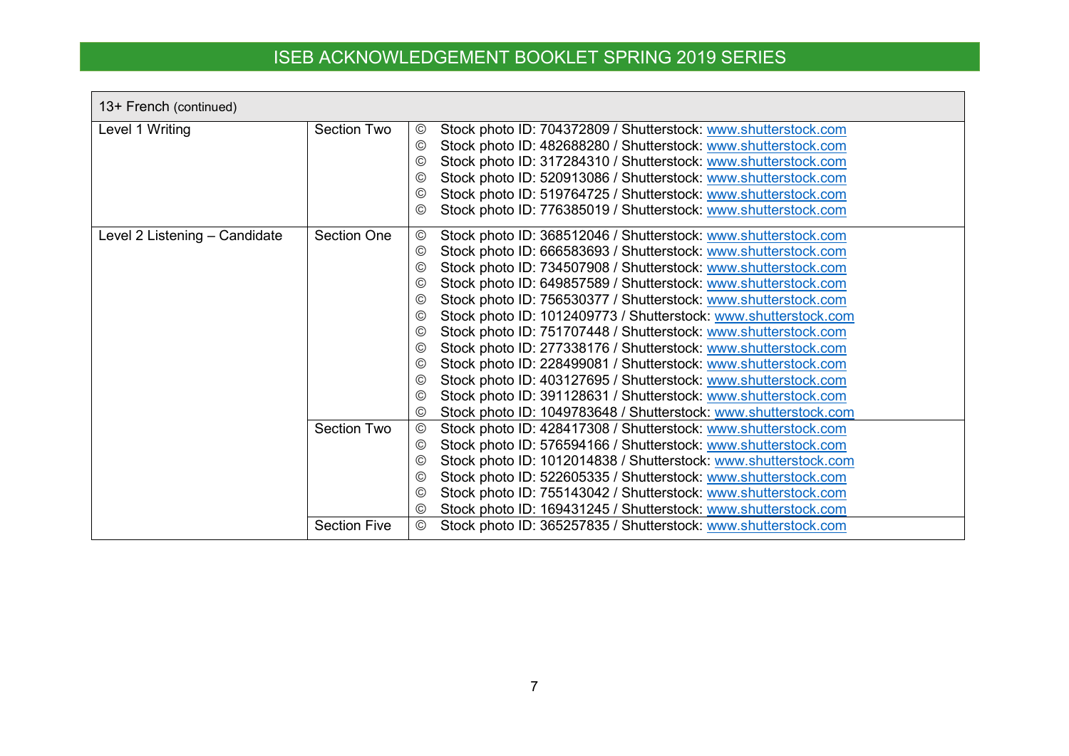## ISEB ACKNOWLEDGEMENT BOOKLET SPRING 2019 SERIES

| 13+ French (continued) | | |
|---|---|---|
| Level 1 Writing | Section Two | © Stock photo ID: 704372809 / Shutterstock: www.shutterstock.com<br>© Stock photo ID: 482688280 / Shutterstock: www.shutterstock.com<br>© Stock photo ID: 317284310 / Shutterstock: www.shutterstock.com<br>© Stock photo ID: 520913086 / Shutterstock: www.shutterstock.com<br>© Stock photo ID: 519764725 / Shutterstock: www.shutterstock.com<br>© Stock photo ID: 776385019 / Shutterstock: www.shutterstock.com |
| Level 2 Listening – Candidate | Section One | © Stock photo ID: 368512046 / Shutterstock: www.shutterstock.com<br>© Stock photo ID: 666583693 / Shutterstock: www.shutterstock.com<br>© Stock photo ID: 734507908 / Shutterstock: www.shutterstock.com<br>© Stock photo ID: 649857589 / Shutterstock: www.shutterstock.com<br>© Stock photo ID: 756530377 / Shutterstock: www.shutterstock.com<br>© Stock photo ID: 1012409773 / Shutterstock: www.shutterstock.com<br>© Stock photo ID: 751707448 / Shutterstock: www.shutterstock.com<br>© Stock photo ID: 277338176 / Shutterstock: www.shutterstock.com<br>© Stock photo ID: 228499081 / Shutterstock: www.shutterstock.com<br>© Stock photo ID: 403127695 / Shutterstock: www.shutterstock.com<br>© Stock photo ID: 391128631 / Shutterstock: www.shutterstock.com<br>© Stock photo ID: 1049783648 / Shutterstock: www.shutterstock.com |
| | Section Two | © Stock photo ID: 428417308 / Shutterstock: www.shutterstock.com<br>© Stock photo ID: 576594166 / Shutterstock: www.shutterstock.com<br>© Stock photo ID: 1012014838 / Shutterstock: www.shutterstock.com<br>© Stock photo ID: 522605335 / Shutterstock: www.shutterstock.com<br>© Stock photo ID: 755143042 / Shutterstock: www.shutterstock.com<br>© Stock photo ID: 169431245 / Shutterstock: www.shutterstock.com |
| | Section Five | © Stock photo ID: 365257835 / Shutterstock: www.shutterstock.com |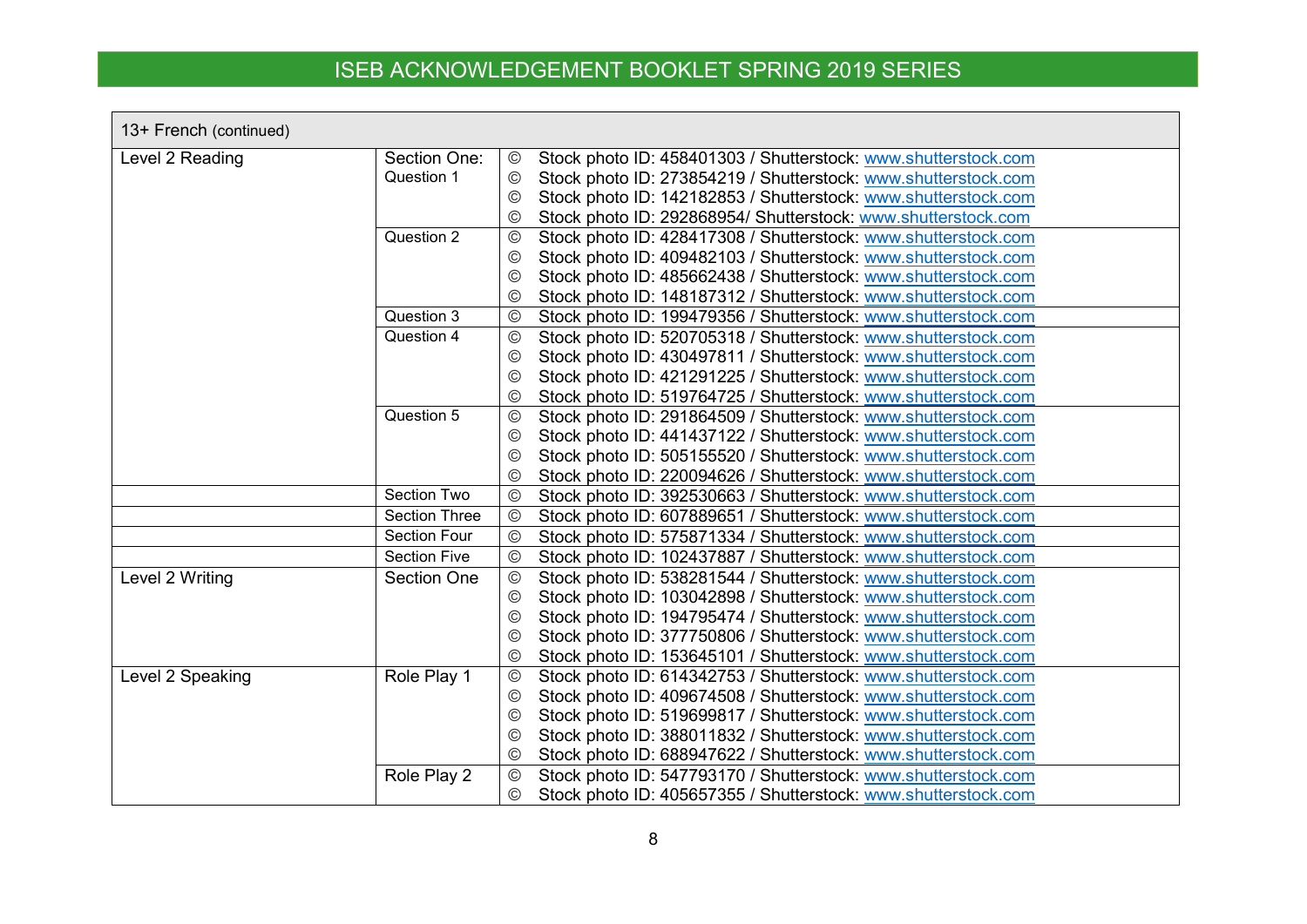| 13+ French (continued) | | | |
|---|---|---|---|
| Level 2 Reading | Section One: Question 1 | © | Stock photo ID: 458401303 / Shutterstock: www.shutterstock.com |
| | | © | Stock photo ID: 273854219 / Shutterstock: www.shutterstock.com |
| | | © | Stock photo ID: 142182853 / Shutterstock: www.shutterstock.com |
| | | © | Stock photo ID: 292868954/ Shutterstock: www.shutterstock.com |
| | Question 2 | © | Stock photo ID: 428417308 / Shutterstock: www.shutterstock.com |
| | | © | Stock photo ID: 409482103 / Shutterstock: www.shutterstock.com |
| | | © | Stock photo ID: 485662438 / Shutterstock: www.shutterstock.com |
| | | © | Stock photo ID: 148187312 / Shutterstock: www.shutterstock.com |
| | Question 3 | © | Stock photo ID: 199479356 / Shutterstock: www.shutterstock.com |
| | Question 4 | © | Stock photo ID: 520705318 / Shutterstock: www.shutterstock.com |
| | | © | Stock photo ID: 430497811 / Shutterstock: www.shutterstock.com |
| | | © | Stock photo ID: 421291225 / Shutterstock: www.shutterstock.com |
| | | © | Stock photo ID: 519764725 / Shutterstock: www.shutterstock.com |
| | Question 5 | © | Stock photo ID: 291864509 / Shutterstock: www.shutterstock.com |
| | | © | Stock photo ID: 441437122 / Shutterstock: www.shutterstock.com |
| | | © | Stock photo ID: 505155520 / Shutterstock: www.shutterstock.com |
| | | © | Stock photo ID: 220094626 / Shutterstock: www.shutterstock.com |
| | Section Two | © | Stock photo ID: 392530663 / Shutterstock: www.shutterstock.com |
| | Section Three | © | Stock photo ID: 607889651 / Shutterstock: www.shutterstock.com |
| | Section Four | © | Stock photo ID: 575871334 / Shutterstock: www.shutterstock.com |
| | Section Five | © | Stock photo ID: 102437887 / Shutterstock: www.shutterstock.com |
| Level 2 Writing | Section One | © | Stock photo ID: 538281544 / Shutterstock: www.shutterstock.com |
| | | © | Stock photo ID: 103042898 / Shutterstock: www.shutterstock.com |
| | | © | Stock photo ID: 194795474 / Shutterstock: www.shutterstock.com |
| | | © | Stock photo ID: 377750806 / Shutterstock: www.shutterstock.com |
| | | © | Stock photo ID: 153645101 / Shutterstock: www.shutterstock.com |
| Level 2 Speaking | Role Play 1 | © | Stock photo ID: 614342753 / Shutterstock: www.shutterstock.com |
| | | © | Stock photo ID: 409674508 / Shutterstock: www.shutterstock.com |
| | | © | Stock photo ID: 519699817 / Shutterstock: www.shutterstock.com |
| | | © | Stock photo ID: 388011832 / Shutterstock: www.shutterstock.com |
| | | © | Stock photo ID: 688947622 / Shutterstock: www.shutterstock.com |
| | Role Play 2 | © | Stock photo ID: 547793170 / Shutterstock: www.shutterstock.com |
| | | © | Stock photo ID: 405657355 / Shutterstock: www.shutterstock.com |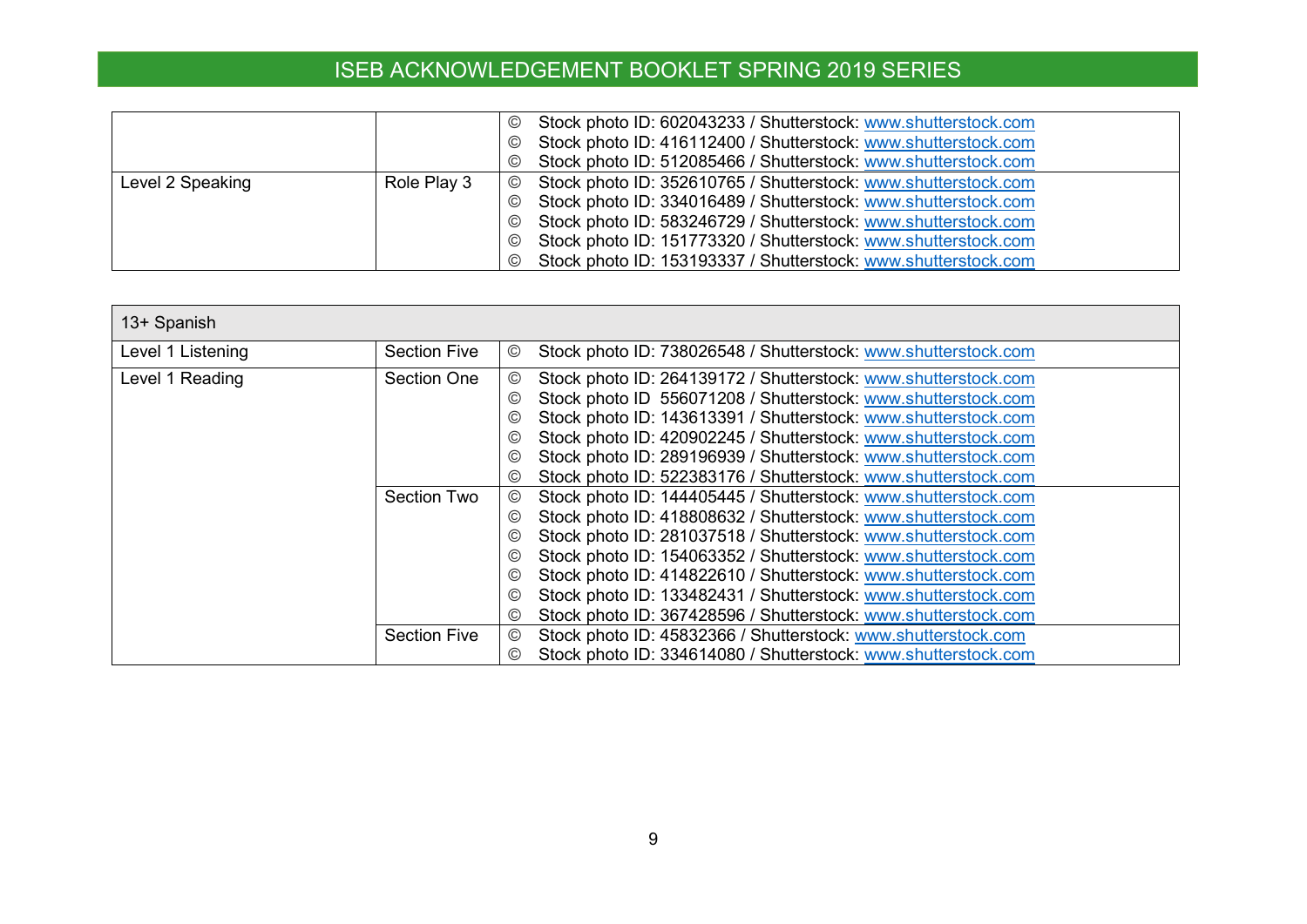| | | |
|---|---|---|
| | | © Stock photo ID: 602043233 / Shutterstock: www.shutterstock.com<br>© Stock photo ID: 416112400 / Shutterstock: www.shutterstock.com<br>© Stock photo ID: 512085466 / Shutterstock: www.shutterstock.com |
| Level 2 Speaking | Role Play 3 | © Stock photo ID: 352610765 / Shutterstock: www.shutterstock.com<br>© Stock photo ID: 334016489 / Shutterstock: www.shutterstock.com<br>© Stock photo ID: 583246729 / Shutterstock: www.shutterstock.com<br>© Stock photo ID: 151773320 / Shutterstock: www.shutterstock.com<br>© Stock photo ID: 153193337 / Shutterstock: www.shutterstock.com |

| 13+ Spanish | | |
|---|---|---|
| Level 1 Listening | Section Five | © Stock photo ID: 738026548 / Shutterstock: www.shutterstock.com |
| Level 1 Reading | Section One | © Stock photo ID: 264139172 / Shutterstock: www.shutterstock.com<br>© Stock photo ID 556071208 / Shutterstock: www.shutterstock.com<br>© Stock photo ID: 143613391 / Shutterstock: www.shutterstock.com<br>© Stock photo ID: 420902245 / Shutterstock: www.shutterstock.com<br>© Stock photo ID: 289196939 / Shutterstock: www.shutterstock.com<br>© Stock photo ID: 522383176 / Shutterstock: www.shutterstock.com |
| | Section Two | © Stock photo ID: 144405445 / Shutterstock: www.shutterstock.com<br>© Stock photo ID: 418808632 / Shutterstock: www.shutterstock.com<br>© Stock photo ID: 281037518 / Shutterstock: www.shutterstock.com<br>© Stock photo ID: 154063352 / Shutterstock: www.shutterstock.com<br>© Stock photo ID: 414822610 / Shutterstock: www.shutterstock.com<br>© Stock photo ID: 133482431 / Shutterstock: www.shutterstock.com<br>© Stock photo ID: 367428596 / Shutterstock: www.shutterstock.com |
| | Section Five | © Stock photo ID: 45832366 / Shutterstock: www.shutterstock.com<br>© Stock photo ID: 334614080 / Shutterstock: www.shutterstock.com |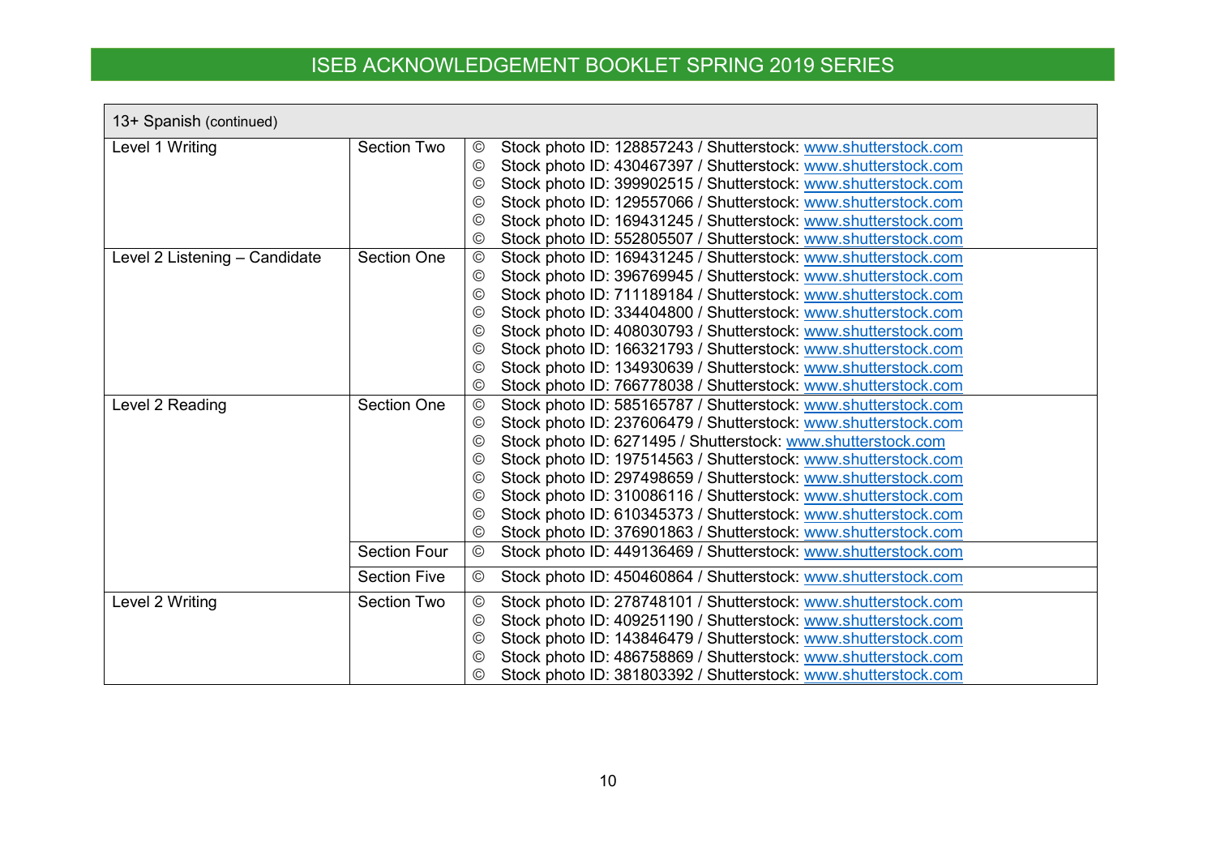| 13+ Spanish (continued) | | | |
|---|---|---|---|
| Level 1 Writing | Section Two | © | Stock photo ID: 128857243 / Shutterstock: www.shutterstock.com |
| | | © | Stock photo ID: 430467397 / Shutterstock: www.shutterstock.com |
| | | © | Stock photo ID: 399902515 / Shutterstock: www.shutterstock.com |
| | | © | Stock photo ID: 129557066 / Shutterstock: www.shutterstock.com |
| | | © | Stock photo ID: 169431245 / Shutterstock: www.shutterstock.com |
| | | © | Stock photo ID: 552805507 / Shutterstock: www.shutterstock.com |
| Level 2 Listening – Candidate | Section One | © | Stock photo ID: 169431245 / Shutterstock: www.shutterstock.com |
| | | © | Stock photo ID: 396769945 / Shutterstock: www.shutterstock.com |
| | | © | Stock photo ID: 711189184 / Shutterstock: www.shutterstock.com |
| | | © | Stock photo ID: 334404800 / Shutterstock: www.shutterstock.com |
| | | © | Stock photo ID: 408030793 / Shutterstock: www.shutterstock.com |
| | | © | Stock photo ID: 166321793 / Shutterstock: www.shutterstock.com |
| | | © | Stock photo ID: 134930639 / Shutterstock: www.shutterstock.com |
| | | © | Stock photo ID: 766778038 / Shutterstock: www.shutterstock.com |
| Level 2 Reading | Section One | © | Stock photo ID: 585165787 / Shutterstock: www.shutterstock.com |
| | | © | Stock photo ID: 237606479 / Shutterstock: www.shutterstock.com |
| | | © | Stock photo ID: 6271495 / Shutterstock: www.shutterstock.com |
| | | © | Stock photo ID: 197514563 / Shutterstock: www.shutterstock.com |
| | | © | Stock photo ID: 297498659 / Shutterstock: www.shutterstock.com |
| | | © | Stock photo ID: 310086116 / Shutterstock: www.shutterstock.com |
| | | © | Stock photo ID: 610345373 / Shutterstock: www.shutterstock.com |
| | | © | Stock photo ID: 376901863 / Shutterstock: www.shutterstock.com |
| | Section Four | © | Stock photo ID: 449136469 / Shutterstock: www.shutterstock.com |
| | Section Five | © | Stock photo ID: 450460864 / Shutterstock: www.shutterstock.com |
| Level 2 Writing | Section Two | © | Stock photo ID: 278748101 / Shutterstock: www.shutterstock.com |
| | | © | Stock photo ID: 409251190 / Shutterstock: www.shutterstock.com |
| | | © | Stock photo ID: 143846479 / Shutterstock: www.shutterstock.com |
| | | © | Stock photo ID: 486758869 / Shutterstock: www.shutterstock.com |
| | | © | Stock photo ID: 381803392 / Shutterstock: www.shutterstock.com |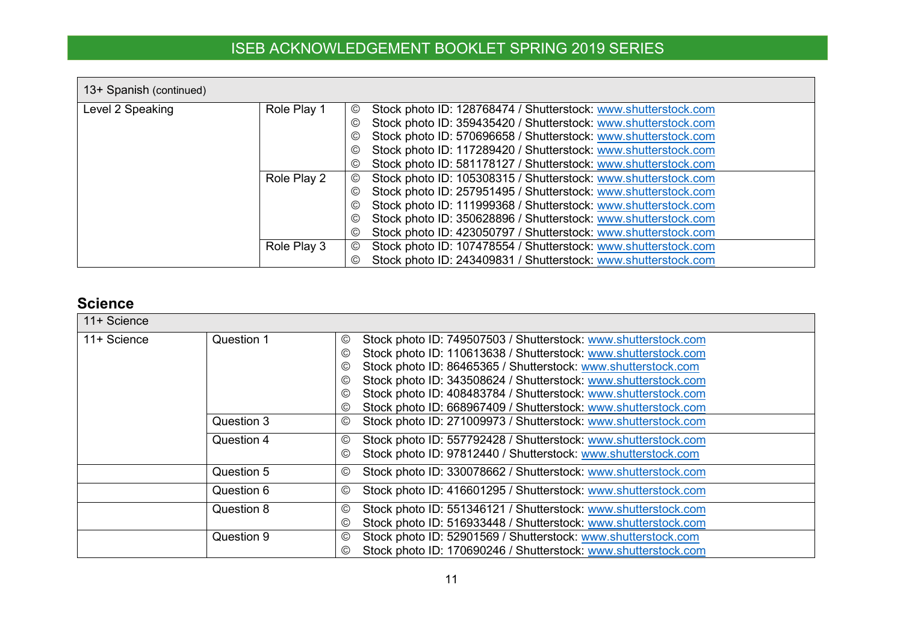| 13+ Spanish (continued) | | | |
|---|---|---|---|
| Level 2 Speaking | Role Play 1 | © | Stock photo ID: 128768474 / Shutterstock: www.shutterstock.com |
| | | © | Stock photo ID: 359435420 / Shutterstock: www.shutterstock.com |
| | | © | Stock photo ID: 570696658 / Shutterstock: www.shutterstock.com |
| | | © | Stock photo ID: 117289420 / Shutterstock: www.shutterstock.com |
| | | © | Stock photo ID: 581178127 / Shutterstock: www.shutterstock.com |
| | Role Play 2 | © | Stock photo ID: 105308315 / Shutterstock: www.shutterstock.com |
| | | © | Stock photo ID: 257951495 / Shutterstock: www.shutterstock.com |
| | | © | Stock photo ID: 111999368 / Shutterstock: www.shutterstock.com |
| | | © | Stock photo ID: 350628896 / Shutterstock: www.shutterstock.com |
| | | © | Stock photo ID: 423050797 / Shutterstock: www.shutterstock.com |
| | Role Play 3 | © | Stock photo ID: 107478554 / Shutterstock: www.shutterstock.com |
| | | © | Stock photo ID: 243409831 / Shutterstock: www.shutterstock.com |

## Science

| 11+ Science | | | |
|---|---|---|---|
| 11+ Science | Question 1 | © | Stock photo ID: 749507503 / Shutterstock: www.shutterstock.com |
| | | © | Stock photo ID: 110613638 / Shutterstock: www.shutterstock.com |
| | | © | Stock photo ID: 86465365 / Shutterstock: www.shutterstock.com |
| | | © | Stock photo ID: 343508624 / Shutterstock: www.shutterstock.com |
| | | © | Stock photo ID: 408483784 / Shutterstock: www.shutterstock.com |
| | | © | Stock photo ID: 668967409 / Shutterstock: www.shutterstock.com |
| | Question 3 | © | Stock photo ID: 271009973 / Shutterstock: www.shutterstock.com |
| | Question 4 | © | Stock photo ID: 557792428 / Shutterstock: www.shutterstock.com |
| | | © | Stock photo ID: 97812440 / Shutterstock: www.shutterstock.com |
| | Question 5 | © | Stock photo ID: 330078662 / Shutterstock: www.shutterstock.com |
| | Question 6 | © | Stock photo ID: 416601295 / Shutterstock: www.shutterstock.com |
| | Question 8 | © | Stock photo ID: 551346121 / Shutterstock: www.shutterstock.com |
| | | © | Stock photo ID: 516933448 / Shutterstock: www.shutterstock.com |
| | Question 9 | © | Stock photo ID: 52901569 / Shutterstock: www.shutterstock.com |
| | | © | Stock photo ID: 170690246 / Shutterstock: www.shutterstock.com |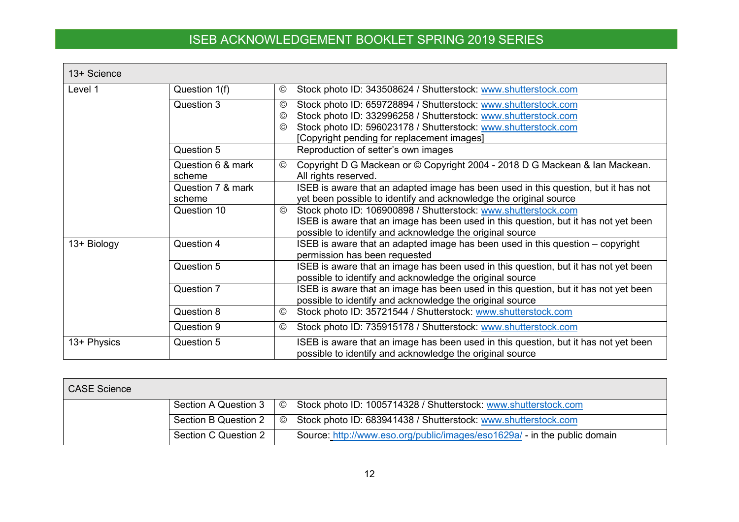# ISEB ACKNOWLEDGEMENT BOOKLET SPRING 2019 SERIES

| 13+ Science | | | |
|---|---|---|---|
| Level 1 | Question 1(f) | © | Stock photo ID: 343508624 / Shutterstock: www.shutterstock.com |
| | Question 3 | ©<br>©<br>© | Stock photo ID: 659728894 / Shutterstock: www.shutterstock.com<br>Stock photo ID: 332996258 / Shutterstock: www.shutterstock.com<br>Stock photo ID: 596023178 / Shutterstock: www.shutterstock.com<br>[Copyright pending for replacement images] |
| | Question 5 | | Reproduction of setter's own images |
| | Question 6 & mark scheme | © | Copyright D G Mackean or © Copyright 2004 - 2018 D G Mackean & Ian Mackean. All rights reserved. |
| | Question 7 & mark scheme | | ISEB is aware that an adapted image has been used in this question, but it has not yet been possible to identify and acknowledge the original source |
| | Question 10 | © | Stock photo ID: 106900898 / Shutterstock: www.shutterstock.com<br>ISEB is aware that an image has been used in this question, but it has not yet been possible to identify and acknowledge the original source |
| 13+ Biology | Question 4 | | ISEB is aware that an adapted image has been used in this question – copyright permission has been requested |
| | Question 5 | | ISEB is aware that an image has been used in this question, but it has not yet been possible to identify and acknowledge the original source |
| | Question 7 | | ISEB is aware that an image has been used in this question, but it has not yet been possible to identify and acknowledge the original source |
| | Question 8 | © | Stock photo ID: 35721544 / Shutterstock: www.shutterstock.com |
| | Question 9 | © | Stock photo ID: 735915178 / Shutterstock: www.shutterstock.com |
| 13+ Physics | Question 5 | | ISEB is aware that an image has been used in this question, but it has not yet been possible to identify and acknowledge the original source |

| CASE Science | | | |
|---|---|---|---|
| | Section A Question 3 | © | Stock photo ID: 1005714328 / Shutterstock: www.shutterstock.com |
| | Section B Question 2 | © | Stock photo ID: 683941438 / Shutterstock: www.shutterstock.com |
| | Section C Question 2 | | Source: http://www.eso.org/public/images/eso1629a/ - in the public domain |